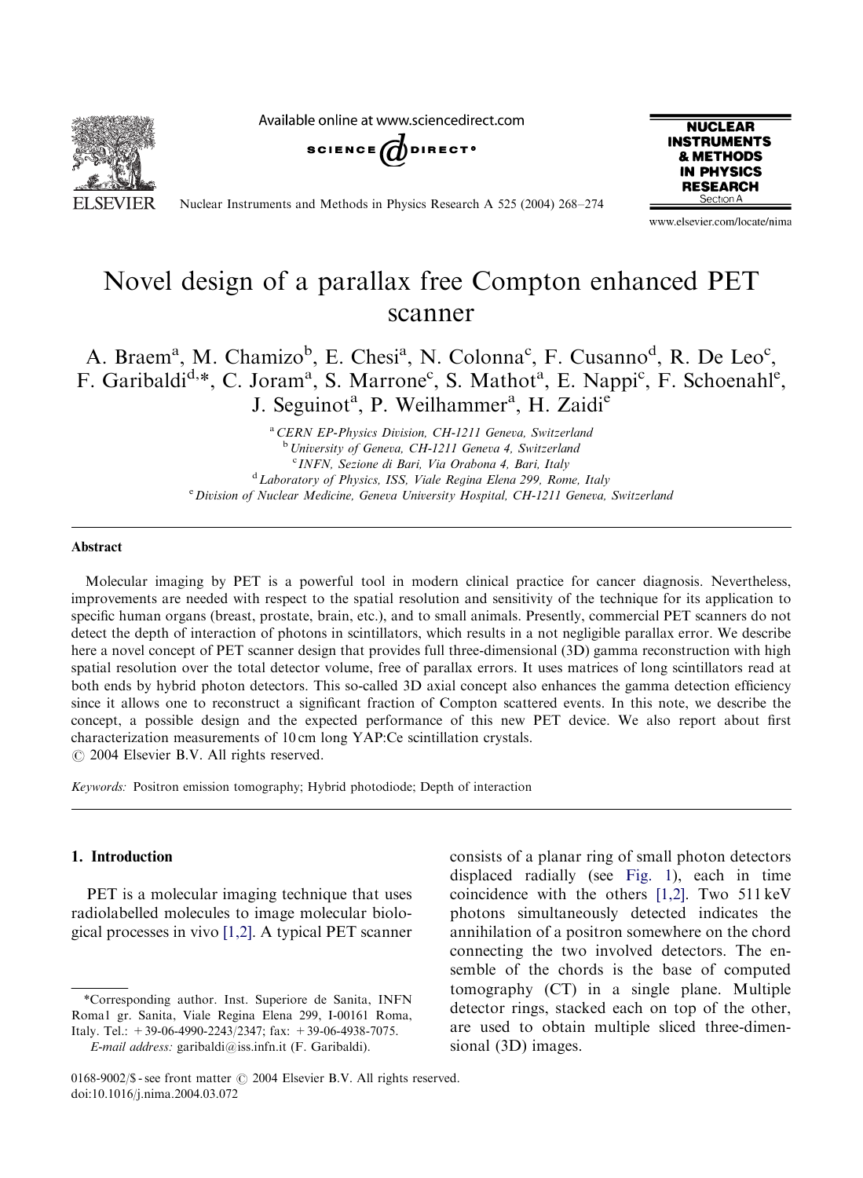# Novel design of a parallax free Compton enhanced PET scanner

A. Braem[a], M. Chamizo[b], E. Chesi[a], N. Colonna[c], F. Cusanno[d], R. De Leo[c], F. Garibaldi[d,*], C. Joram[a], S. Marrone[c], S. Mathot[a], E. Nappi[c], F. Schoenahl[e], J. Seguinot[a], P. Weilhammer[a], H. Zaidi[e]

[a] CERN EP-Physics Division, CH-1211 Geneva, Switzerland
[b] University of Geneva, CH-1211 Geneva 4, Switzerland
[c] INFN, Sezione di Bari, Via Orabona 4, Bari, Italy
[d] Laboratory of Physics, ISS, Viale Regina Elena 299, Rome, Italy
[e] Division of Nuclear Medicine, Geneva University Hospital, CH-1211 Geneva, Switzerland

## Abstract

Molecular imaging by PET is a powerful tool in modern clinical practice for cancer diagnosis. Nevertheless, improvements are needed with respect to the spatial resolution and sensitivity of the technique for its application to specific human organs (breast, prostate, brain, etc.), and to small animals. Presently, commercial PET scanners do not detect the depth of interaction of photons in scintillators, which results in a not negligible parallax error. We describe here a novel concept of PET scanner design that provides full three-dimensional (3D) gamma reconstruction with high spatial resolution over the total detector volume, free of parallax errors. It uses matrices of long scintillators read at both ends by hybrid photon detectors. This so-called 3D axial concept also enhances the gamma detection efficiency since it allows one to reconstruct a significant fraction of Compton scattered events. In this note, we describe the concept, a possible design and the expected performance of this new PET device. We also report about first characterization measurements of 10 cm long YAP:Ce scintillation crystals.

© 2004 Elsevier B.V. All rights reserved.

*Keywords:* Positron emission tomography; Hybrid photodiode; Depth of interaction

## 1. Introduction

PET is a molecular imaging technique that uses radiolabelled molecules to image molecular biological processes in vivo [1,2]. A typical PET scanner consists of a planar ring of small photon detectors displaced radially (see Fig. 1), each in time coincidence with the others [1,2]. Two 511 keV photons simultaneously detected indicates the annihilation of a positron somewhere on the chord connecting the two involved detectors. The ensemble of the chords is the base of computed tomography (CT) in a single plane. Multiple detector rings, stacked each on top of the other, are used to obtain multiple sliced three-dimensional (3D) images.

*Corresponding author. Inst. Superiore de Sanita, INFN Roma1 gr. Sanita, Viale Regina Elena 299, I-00161 Roma, Italy. Tel.: +39-06-4990-2243/2347; fax: +39-06-4938-7075.
*E-mail address:* garibaldi@iss.infn.it (F. Garibaldi).

0168-9002/$ - see front matter © 2004 Elsevier B.V. All rights reserved.
doi:10.1016/j.nima.2004.03.072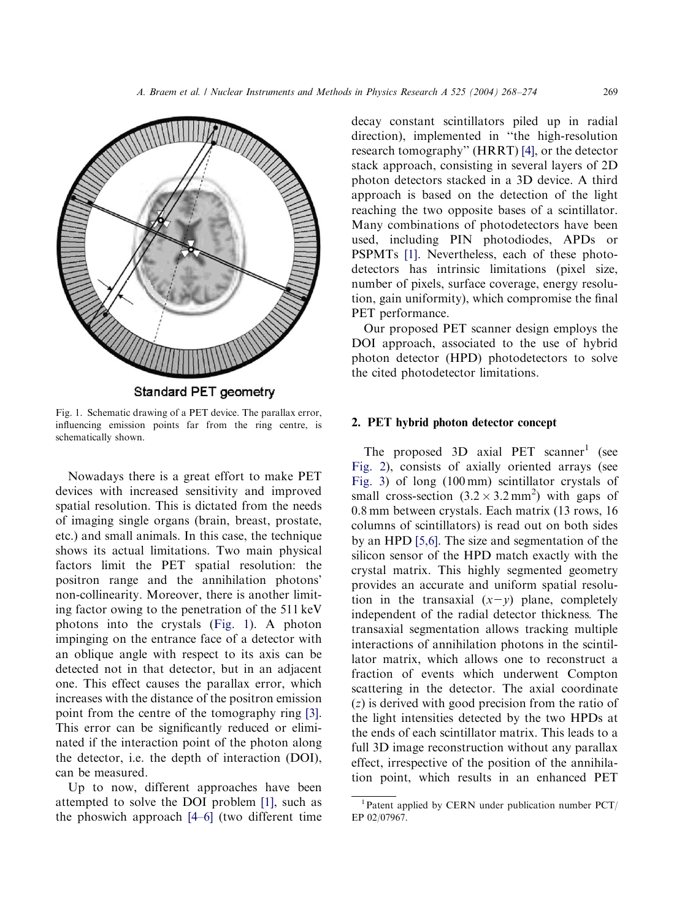Standard PET geometry

Fig. 1. Schematic drawing of a PET device. The parallax error, influencing emission points far from the ring centre, is schematically shown.

Nowadays there is a great effort to make PET devices with increased sensitivity and improved spatial resolution. This is dictated from the needs of imaging single organs (brain, breast, prostate, etc.) and small animals. In this case, the technique shows its actual limitations. Two main physical factors limit the PET spatial resolution: the positron range and the annihilation photons' non-collinearity. Moreover, there is another limiting factor owing to the penetration of the 511 keV photons into the crystals (Fig. 1). A photon impinging on the entrance face of a detector with an oblique angle with respect to its axis can be detected not in that detector, but in an adjacent one. This effect causes the parallax error, which increases with the distance of the positron emission point from the centre of the tomography ring [3]. This error can be significantly reduced or eliminated if the interaction point of the photon along the detector, i.e. the depth of interaction (DOI), can be measured.

Up to now, different approaches have been attempted to solve the DOI problem [1], such as the phoswich approach [4–6] (two different time decay constant scintillators piled up in radial direction), implemented in "the high-resolution research tomography" (HRRT) [4], or the detector stack approach, consisting in several layers of 2D photon detectors stacked in a 3D device. A third approach is based on the detection of the light reaching the two opposite bases of a scintillator. Many combinations of photodetectors have been used, including PIN photodiodes, APDs or PSPMTs [1]. Nevertheless, each of these photodetectors has intrinsic limitations (pixel size, number of pixels, surface coverage, energy resolution, gain uniformity), which compromise the final PET performance.

Our proposed PET scanner design employs the DOI approach, associated to the use of hybrid photon detector (HPD) photodetectors to solve the cited photodetector limitations.

## 2. PET hybrid photon detector concept

The proposed 3D axial PET scanner[1] (see Fig. 2), consists of axially oriented arrays (see Fig. 3) of long (100 mm) scintillator crystals of small cross-section ($3.2 \times 3.2\,\text{mm}^2$) with gaps of 0.8 mm between crystals. Each matrix (13 rows, 16 columns of scintillators) is read out on both sides by an HPD [5,6]. The size and segmentation of the silicon sensor of the HPD match exactly with the crystal matrix. This highly segmented geometry provides an accurate and uniform spatial resolution in the transaxial ($x-y$) plane, completely independent of the radial detector thickness. The transaxial segmentation allows tracking multiple interactions of annihilation photons in the scintillator matrix, which allows one to reconstruct a fraction of events which underwent Compton scattering in the detector. The axial coordinate ($z$) is derived with good precision from the ratio of the light intensities detected by the two HPDs at the ends of each scintillator matrix. This leads to a full 3D image reconstruction without any parallax effect, irrespective of the position of the annihilation point, which results in an enhanced PET

[1] Patent applied by CERN under publication number PCT/EP 02/07967.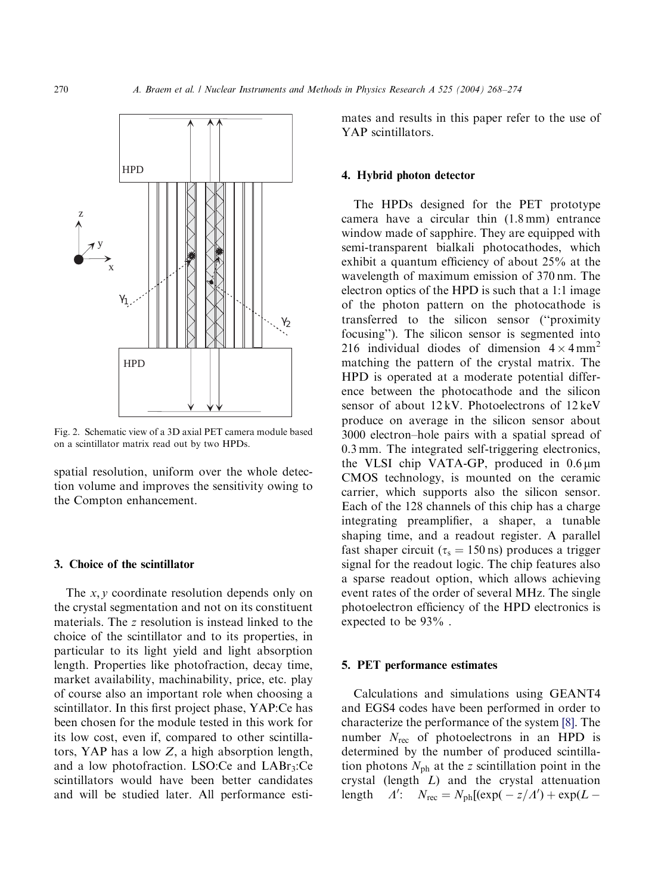Fig. 2. Schematic view of a 3D axial PET camera module based on a scintillator matrix read out by two HPDs.

spatial resolution, uniform over the whole detection volume and improves the sensitivity owing to the Compton enhancement.

## 3. Choice of the scintillator

The $x, y$ coordinate resolution depends only on the crystal segmentation and not on its constituent materials. The $z$ resolution is instead linked to the choice of the scintillator and to its properties, in particular to its light yield and light absorption length. Properties like photofraction, decay time, market availability, machinability, price, etc. play of course also an important role when choosing a scintillator. In this first project phase, YAP:Ce has been chosen for the module tested in this work for its low cost, even if, compared to other scintillators, YAP has a low $Z$, a high absorption length, and a low photofraction. LSO:Ce and $LABr_3$:Ce scintillators would have been better candidates and will be studied later. All performance estimates and results in this paper refer to the use of YAP scintillators.

## 4. Hybrid photon detector

The HPDs designed for the PET prototype camera have a circular thin (1.8 mm) entrance window made of sapphire. They are equipped with semi-transparent bialkali photocathodes, which exhibit a quantum efficiency of about 25% at the wavelength of maximum emission of 370 nm. The electron optics of the HPD is such that a 1:1 image of the photon pattern on the photocathode is transferred to the silicon sensor ("proximity focusing"). The silicon sensor is segmented into 216 individual diodes of dimension $4 \times 4\,\mathrm{mm}^2$ matching the pattern of the crystal matrix. The HPD is operated at a moderate potential difference between the photocathode and the silicon sensor of about 12 kV. Photoelectrons of 12 keV produce on average in the silicon sensor about 3000 electron–hole pairs with a spatial spread of 0.3 mm. The integrated self-triggering electronics, the VLSI chip VATA-GP, produced in $0.6\,\mu\mathrm{m}$ CMOS technology, is mounted on the ceramic carrier, which supports also the silicon sensor. Each of the 128 channels of this chip has a charge integrating preamplifier, a shaper, a tunable shaping time, and a readout register. A parallel fast shaper circuit ($\tau_s = 150\,\mathrm{ns}$) produces a trigger signal for the readout logic. The chip features also a sparse readout option, which allows achieving event rates of the order of several MHz. The single photoelectron efficiency of the HPD electronics is expected to be 93% .

## 5. PET performance estimates

Calculations and simulations using GEANT4 and EGS4 codes have been performed in order to characterize the performance of the system [8]. The number $N_{\mathrm{rec}}$ of photoelectrons in an HPD is determined by the number of produced scintillation photons $N_{\mathrm{ph}}$ at the $z$ scintillation point in the crystal (length $L$) and the crystal attenuation length $\Lambda'$: $N_{\mathrm{rec}} = N_{\mathrm{ph}}[(\exp(-z/\Lambda') + \exp(L -$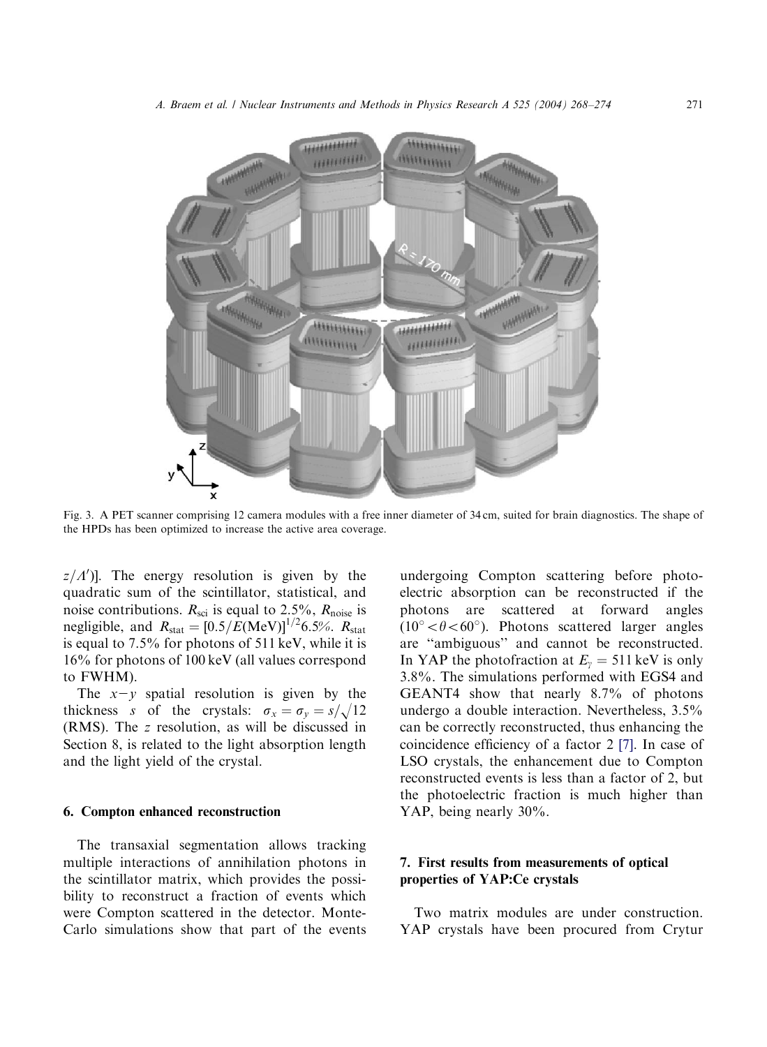Fig. 3. A PET scanner comprising 12 camera modules with a free inner diameter of 34 cm, suited for brain diagnostics. The shape of the HPDs has been optimized to increase the active area coverage.

$z/\Lambda')$]. The energy resolution is given by the quadratic sum of the scintillator, statistical, and noise contributions. $R_{\mathrm{sci}}$ is equal to 2.5%, $R_{\mathrm{noise}}$ is negligible, and $R_{\mathrm{stat}} = [0.5/E(\mathrm{MeV})]^{1/2} 6.5\%$. $R_{\mathrm{stat}}$ is equal to 7.5% for photons of 511 keV, while it is 16% for photons of 100 keV (all values correspond to FWHM).

The $x-y$ spatial resolution is given by the thickness $s$ of the crystals: $\sigma_x = \sigma_y = s/\sqrt{12}$ (RMS). The $z$ resolution, as will be discussed in Section 8, is related to the light absorption length and the light yield of the crystal.

## 6. Compton enhanced reconstruction

The transaxial segmentation allows tracking multiple interactions of annihilation photons in the scintillator matrix, which provides the possibility to reconstruct a fraction of events which were Compton scattered in the detector. Monte-Carlo simulations show that part of the events undergoing Compton scattering before photoelectric absorption can be reconstructed if the photons are scattered at forward angles ($10^\circ < \theta < 60^\circ$). Photons scattered larger angles are "ambiguous" and cannot be reconstructed. In YAP the photofraction at $E_\gamma = 511$ keV is only 3.8%. The simulations performed with EGS4 and GEANT4 show that nearly 8.7% of photons undergo a double interaction. Nevertheless, 3.5% can be correctly reconstructed, thus enhancing the coincidence efficiency of a factor 2 [7]. In case of LSO crystals, the enhancement due to Compton reconstructed events is less than a factor of 2, but the photoelectric fraction is much higher than YAP, being nearly 30%.

## 7. First results from measurements of optical properties of YAP:Ce crystals

Two matrix modules are under construction. YAP crystals have been procured from Crytur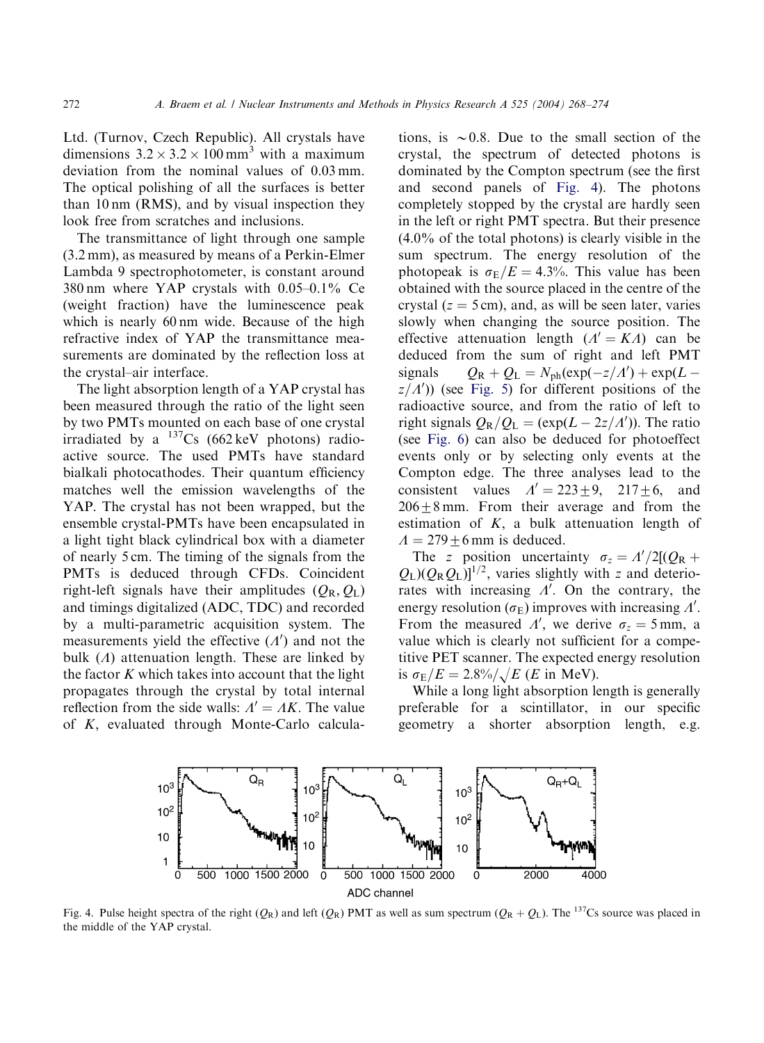Ltd. (Turnov, Czech Republic). All crystals have dimensions $3.2 \times 3.2 \times 100\,\text{mm}^3$ with a maximum deviation from the nominal values of 0.03 mm. The optical polishing of all the surfaces is better than 10 nm (RMS), and by visual inspection they look free from scratches and inclusions.

The transmittance of light through one sample (3.2 mm), as measured by means of a Perkin-Elmer Lambda 9 spectrophotometer, is constant around 380 nm where YAP crystals with 0.05–0.1% Ce (weight fraction) have the luminescence peak which is nearly 60 nm wide. Because of the high refractive index of YAP the transmittance measurements are dominated by the reflection loss at the crystal–air interface.

The light absorption length of a YAP crystal has been measured through the ratio of the light seen by two PMTs mounted on each base of one crystal irradiated by a $^{137}$Cs (662 keV photons) radioactive source. The used PMTs have standard bialkali photocathodes. Their quantum efficiency matches well the emission wavelengths of the YAP. The crystal has not been wrapped, but the ensemble crystal-PMTs have been encapsulated in a light tight black cylindrical box with a diameter of nearly 5 cm. The timing of the signals from the PMTs is deduced through CFDs. Coincident right-left signals have their amplitudes ($Q_R, Q_L$) and timings digitalized (ADC, TDC) and recorded by a multi-parametric acquisition system. The measurements yield the effective ($\Lambda'$) and not the bulk ($\Lambda$) attenuation length. These are linked by the factor $K$ which takes into account that the light propagates through the crystal by total internal reflection from the side walls: $\Lambda' = \Lambda K$. The value of $K$, evaluated through Monte-Carlo calculations, is $\sim 0.8$. Due to the small section of the crystal, the spectrum of detected photons is dominated by the Compton spectrum (see the first and second panels of Fig. 4). The photons completely stopped by the crystal are hardly seen in the left or right PMT spectra. But their presence (4.0% of the total photons) is clearly visible in the sum spectrum. The energy resolution of the photopeak is $\sigma_E/E = 4.3\%$. This value has been obtained with the source placed in the centre of the crystal ($z = 5$ cm), and, as will be seen later, varies slowly when changing the source position. The effective attenuation length ($\Lambda' = K\Lambda$) can be deduced from the sum of right and left PMT signals $Q_R + Q_L = N_{ph}(\exp(-z/\Lambda') + \exp(L - z/\Lambda'))$ (see Fig. 5) for different positions of the radioactive source, and from the ratio of left to right signals $Q_R/Q_L = (\exp(L - 2z/\Lambda'))$. The ratio (see Fig. 6) can also be deduced for photoeffect events only or by selecting only events at the Compton edge. The three analyses lead to the consistent values $\Lambda' = 223 \pm 9$, $217 \pm 6$, and $206 \pm 8$ mm. From their average and from the estimation of $K$, a bulk attenuation length of $\Lambda = 279 \pm 6$ mm is deduced.

The $z$ position uncertainty $\sigma_z = \Lambda'/2[(Q_R + Q_L)(Q_R Q_L)]^{1/2}$, varies slightly with $z$ and deteriorates with increasing $\Lambda'$. On the contrary, the energy resolution ($\sigma_E$) improves with increasing $\Lambda'$. From the measured $\Lambda'$, we derive $\sigma_z = 5$ mm, a value which is clearly not sufficient for a competitive PET scanner. The expected energy resolution is $\sigma_E/E = 2.8\%/\sqrt{E}$ ($E$ in MeV).

While a long light absorption length is generally preferable for a scintillator, in our specific geometry a shorter absorption length, e.g.

Fig. 4. Pulse height spectra of the right ($Q_R$) and left ($Q_R$) PMT as well as sum spectrum ($Q_R + Q_L$). The $^{137}$Cs source was placed in the middle of the YAP crystal.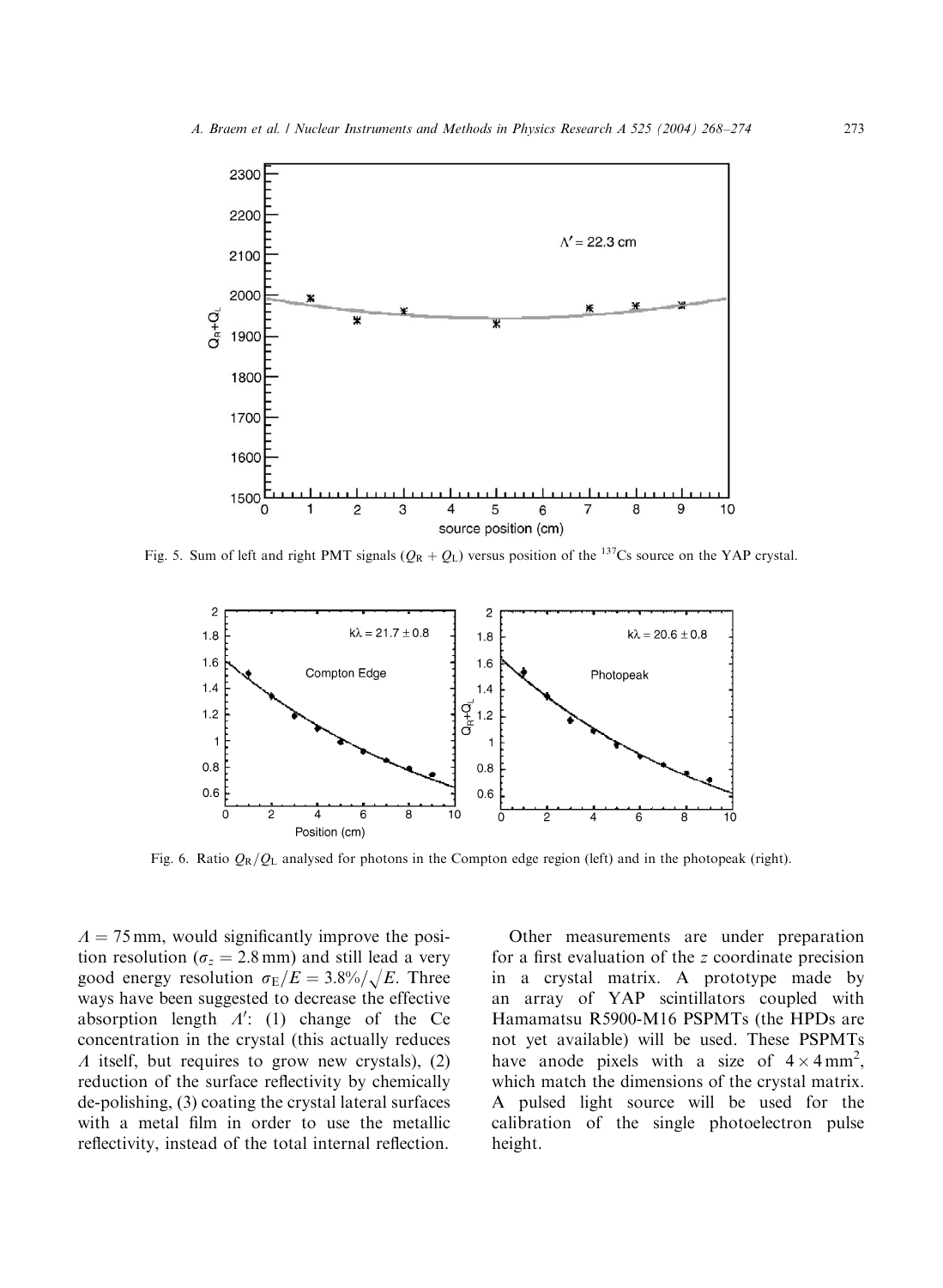Fig. 5. Sum of left and right PMT signals ($Q_R + Q_L$) versus position of the $^{137}$Cs source on the YAP crystal.

Fig. 6. Ratio $Q_R/Q_L$ analysed for photons in the Compton edge region (left) and in the photopeak (right).

$\Lambda = 75$ mm, would significantly improve the position resolution ($\sigma_z = 2.8$ mm) and still lead a very good energy resolution $\sigma_E/E = 3.8\%/\sqrt{E}$. Three ways have been suggested to decrease the effective absorption length $\Lambda'$: (1) change of the Ce concentration in the crystal (this actually reduces $\Lambda$ itself, but requires to grow new crystals), (2) reduction of the surface reflectivity by chemically de-polishing, (3) coating the crystal lateral surfaces with a metal film in order to use the metallic reflectivity, instead of the total internal reflection.

Other measurements are under preparation for a first evaluation of the $z$ coordinate precision in a crystal matrix. A prototype made by an array of YAP scintillators coupled with Hamamatsu R5900-M16 PSPMTs (the HPDs are not yet available) will be used. These PSPMTs have anode pixels with a size of $4 \times 4\,\text{mm}^2$, which match the dimensions of the crystal matrix. A pulsed light source will be used for the calibration of the single photoelectron pulse height.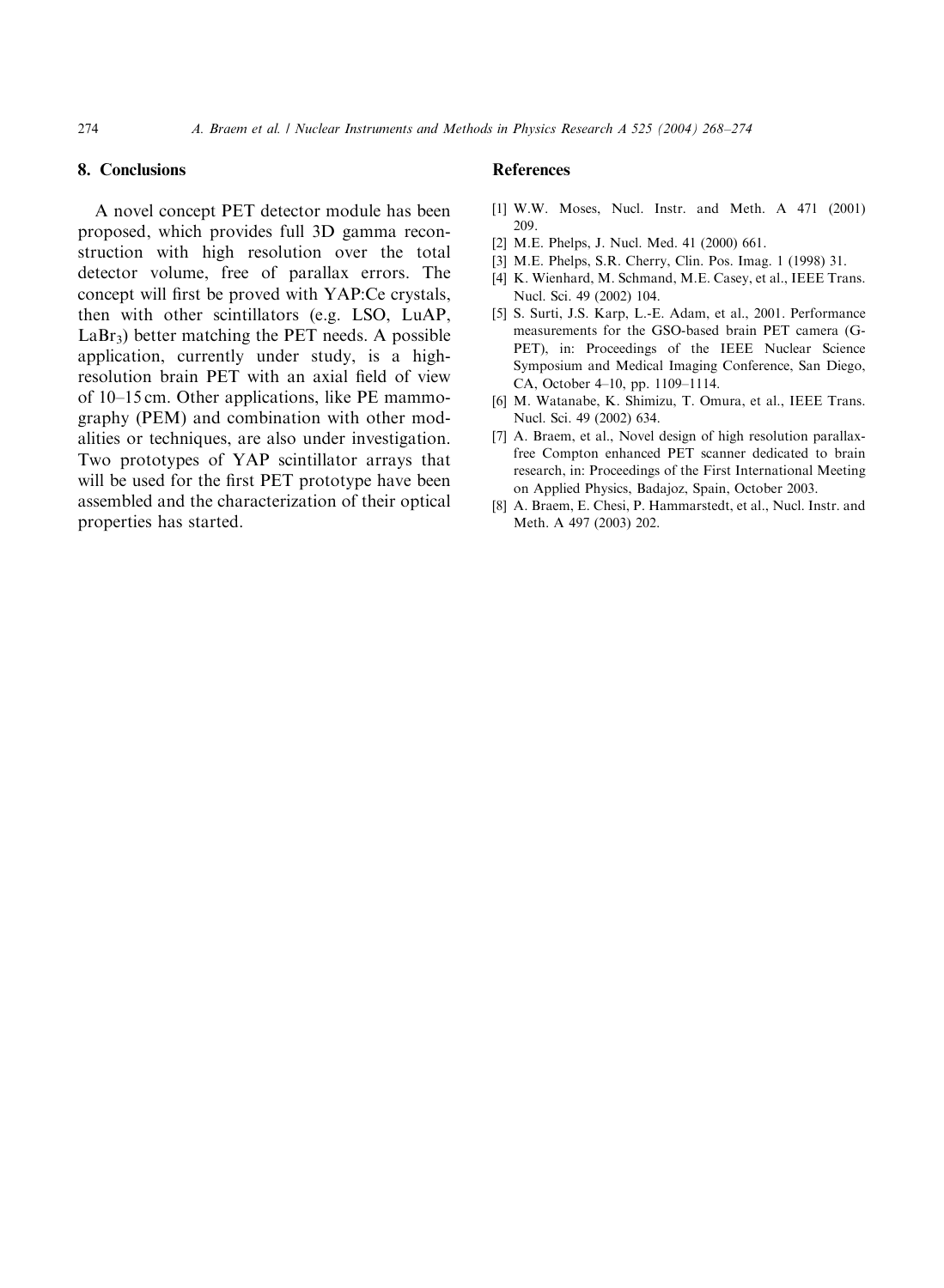## 8. Conclusions

A novel concept PET detector module has been proposed, which provides full 3D gamma reconstruction with high resolution over the total detector volume, free of parallax errors. The concept will first be proved with YAP:Ce crystals, then with other scintillators (e.g. LSO, LuAP, $LaBr_3$) better matching the PET needs. A possible application, currently under study, is a high-resolution brain PET with an axial field of view of 10–15 cm. Other applications, like PE mammography (PEM) and combination with other modalities or techniques, are also under investigation. Two prototypes of YAP scintillator arrays that will be used for the first PET prototype have been assembled and the characterization of their optical properties has started.

## References

[1] W.W. Moses, Nucl. Instr. and Meth. A 471 (2001) 209.

[2] M.E. Phelps, J. Nucl. Med. 41 (2000) 661.

[3] M.E. Phelps, S.R. Cherry, Clin. Pos. Imag. 1 (1998) 31.

[4] K. Wienhard, M. Schmand, M.E. Casey, et al., IEEE Trans. Nucl. Sci. 49 (2002) 104.

[5] S. Surti, J.S. Karp, L.-E. Adam, et al., 2001. Performance measurements for the GSO-based brain PET camera (G-PET), in: Proceedings of the IEEE Nuclear Science Symposium and Medical Imaging Conference, San Diego, CA, October 4–10, pp. 1109–1114.

[6] M. Watanabe, K. Shimizu, T. Omura, et al., IEEE Trans. Nucl. Sci. 49 (2002) 634.

[7] A. Braem, et al., Novel design of high resolution parallax-free Compton enhanced PET scanner dedicated to brain research, in: Proceedings of the First International Meeting on Applied Physics, Badajoz, Spain, October 2003.

[8] A. Braem, E. Chesi, P. Hammarstedt, et al., Nucl. Instr. and Meth. A 497 (2003) 202.